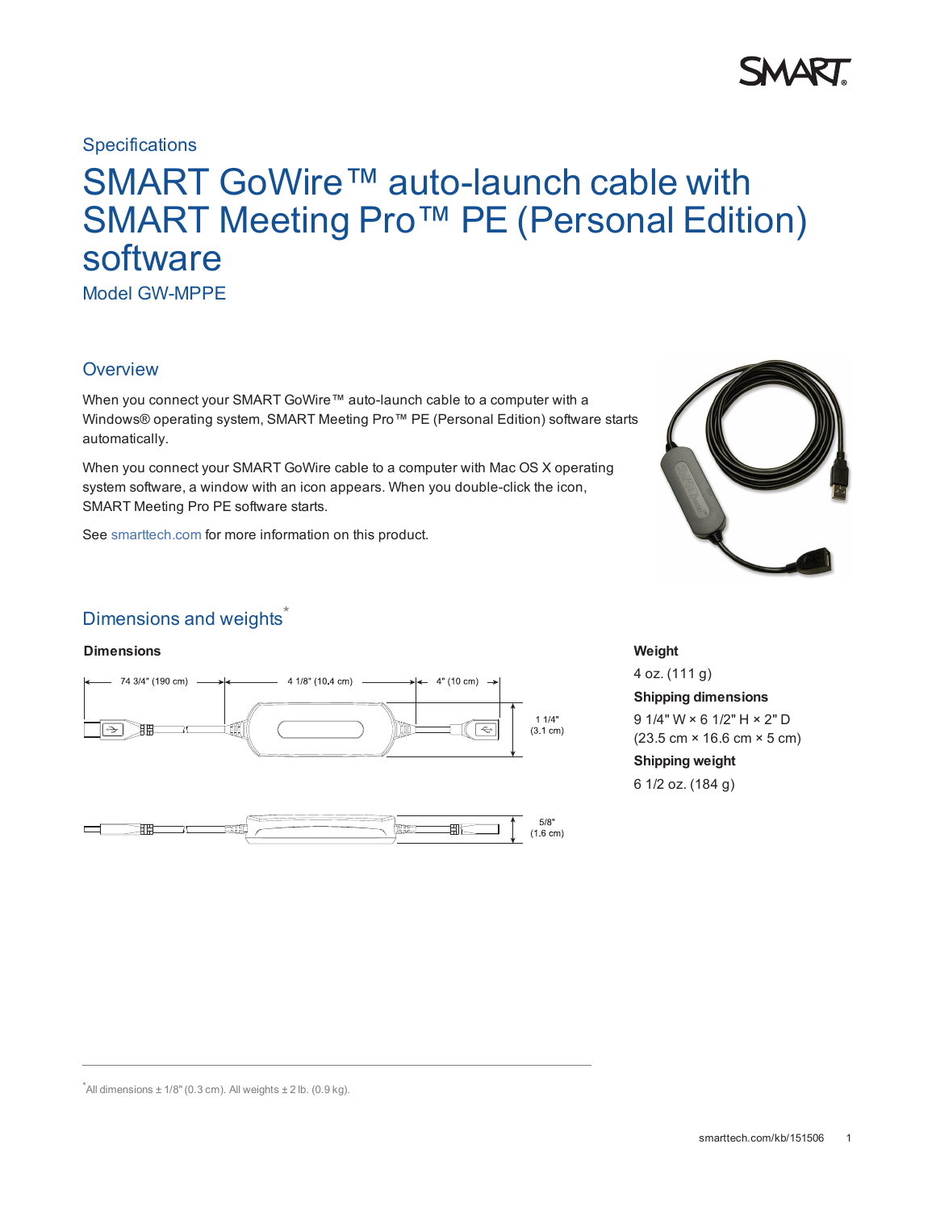Specifications

# SMART GoWire™ auto-launch cable with SMART Meeting Pro™ PE (Personal Edition) software

Model GW-MPPE

## Overview

When you connect your SMART GoWire™ auto-launch cable to a computer with a Windows® operating system, SMART Meeting Pro™ PE (Personal Edition) software starts automatically.

When you connect your SMART GoWire cable to a computer with Mac OS X operating system software, a window with an icon appears. When you double-click the icon, SMART Meeting Pro PE software starts.

See smarttech.com for more information on this product.

## Dimensions and weights*

**Dimensions**

74 3/4" (190 cm)

4 1/8" (10.4 cm)

4" (10 cm)

1 1/4" (3.1 cm)

5/8" (1.6 cm)

**Weight**

4 oz. (111 g)

**Shipping dimensions**

9 1/4" W × 6 1/2" H × 2" D (23.5 cm × 16.6 cm × 5 cm)

**Shipping weight**

6 1/2 oz. (184 g)

*All dimensions ± 1/8" (0.3 cm). All weights ± 2 lb. (0.9 kg).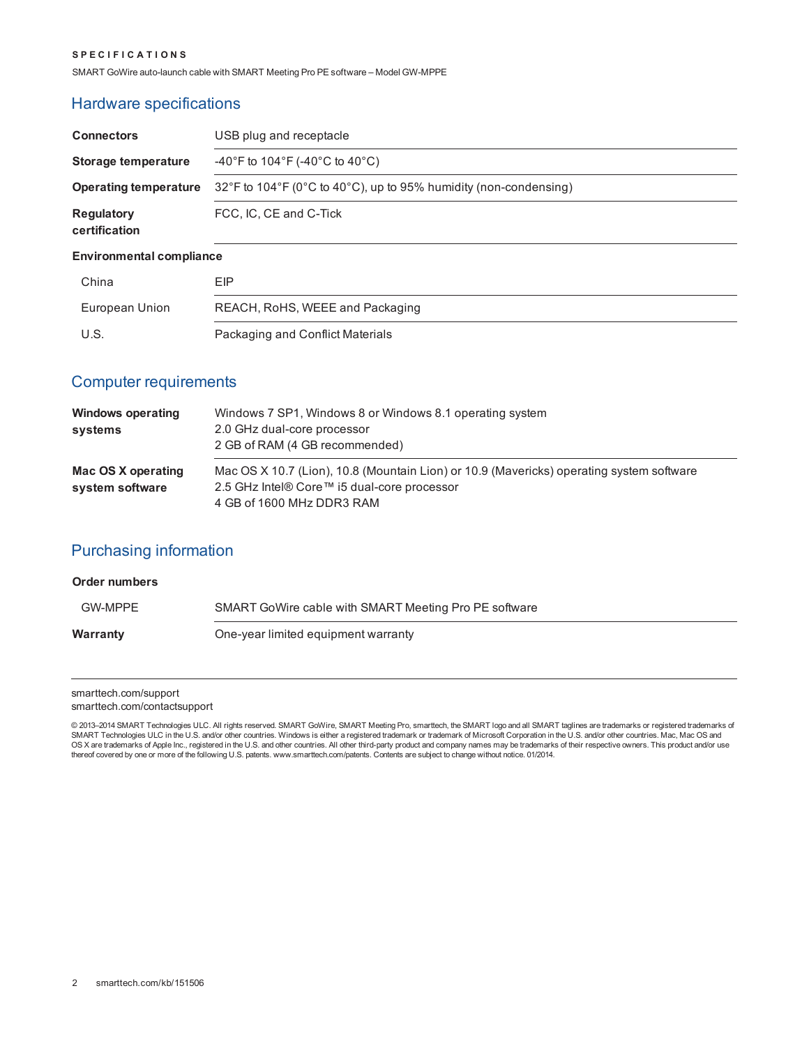**SPECIFICATIONS**

SMART GoWire auto-launch cable with SMART Meeting Pro PE software – Model GW-MPPE

## Hardware specifications

| | |
|---|---|
| **Connectors** | USB plug and receptacle |
| **Storage temperature** | -40°F to 104°F (-40°C to 40°C) |
| **Operating temperature** | 32°F to 104°F (0°C to 40°C), up to 95% humidity (non-condensing) |
| **Regulatory certification** | FCC, IC, CE and C-Tick |
| **Environmental compliance** | |
| China | EIP |
| European Union | REACH, RoHS, WEEE and Packaging |
| U.S. | Packaging and Conflict Materials |

## Computer requirements

| | |
|---|---|
| **Windows operating systems** | Windows 7 SP1, Windows 8 or Windows 8.1 operating system<br>2.0 GHz dual-core processor<br>2 GB of RAM (4 GB recommended) |
| **Mac OS X operating system software** | Mac OS X 10.7 (Lion), 10.8 (Mountain Lion) or 10.9 (Mavericks) operating system software<br>2.5 GHz Intel® Core™ i5 dual-core processor<br>4 GB of 1600 MHz DDR3 RAM |

## Purchasing information

| | |
|---|---|
| **Order numbers** | |
| GW-MPPE | SMART GoWire cable with SMART Meeting Pro PE software |
| **Warranty** | One-year limited equipment warranty |

smarttech.com/support
smarttech.com/contactsupport

© 2013–2014 SMART Technologies ULC. All rights reserved. SMART GoWire, SMART Meeting Pro, smarttech, the SMART logo and all SMART taglines are trademarks or registered trademarks of SMART Technologies ULC in the U.S. and/or other countries. Windows is either a registered trademark or trademark of Microsoft Corporation in the U.S. and/or other countries. Mac, Mac OS and OS X are trademarks of Apple Inc., registered in the U.S. and other countries. All other third-party product and company names may be trademarks of their respective owners. This product and/or use thereof covered by one or more of the following U.S. patents. www.smarttech.com/patents. Contents are subject to change without notice. 01/2014.

smarttech.com/kb/151506